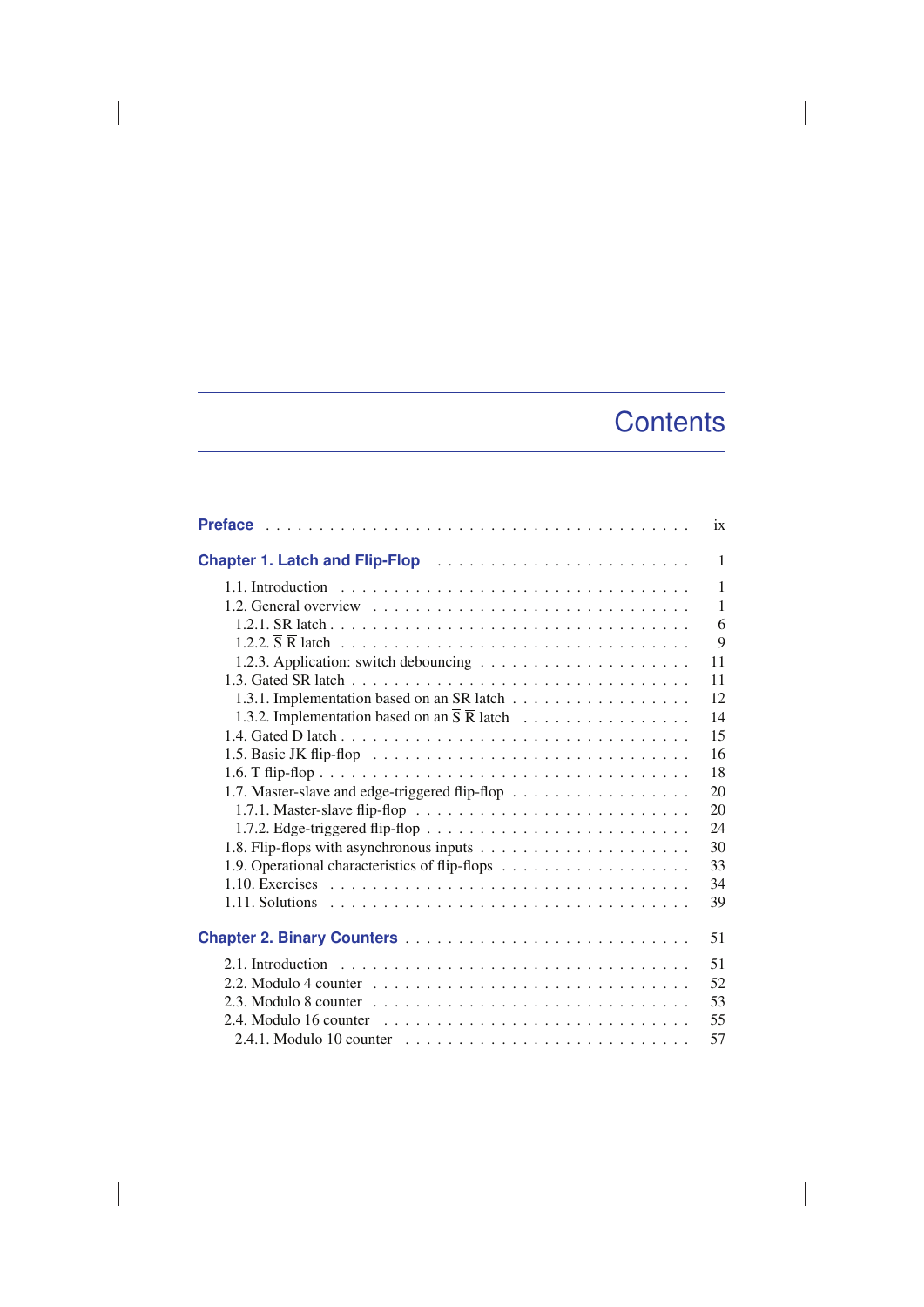# Contents

**Preface** . . . . . . . . . . . . . . . . . . . . . . . . . . . . . . . . . . . . . . . . . . ix

**Chapter 1. Latch and Flip-Flop** . . . . . . . . . . . . . . . . . . . . . . . . 1

- 1.1. Introduction . . . . . . . . . . . . . . . . . . . . . . . . . . . . . . . . 1
- 1.2. General overview . . . . . . . . . . . . . . . . . . . . . . . . . . . . . . 1
  - 1.2.1. SR latch . . . . . . . . . . . . . . . . . . . . . . . . . . . . . . . . 6
  - 1.2.2. $\overline{\mathrm{S}}\,\overline{\mathrm{R}}$ latch . . . . . . . . . . . . . . . . . . . . . . . . . . . . . . . 9
  - 1.2.3. Application: switch debouncing . . . . . . . . . . . . . . . . . . . 11
- 1.3. Gated SR latch . . . . . . . . . . . . . . . . . . . . . . . . . . . . . . . 11
  - 1.3.1. Implementation based on an SR latch . . . . . . . . . . . . . . . . 12
  - 1.3.2. Implementation based on an $\overline{\mathrm{S}}\,\overline{\mathrm{R}}$ latch . . . . . . . . . . . . . . . 14
- 1.4. Gated D latch . . . . . . . . . . . . . . . . . . . . . . . . . . . . . . . . 15
- 1.5. Basic JK flip-flop . . . . . . . . . . . . . . . . . . . . . . . . . . . . . 16
- 1.6. T flip-flop . . . . . . . . . . . . . . . . . . . . . . . . . . . . . . . . . 18
- 1.7. Master-slave and edge-triggered flip-flop . . . . . . . . . . . . . . . . 20
  - 1.7.1. Master-slave flip-flop . . . . . . . . . . . . . . . . . . . . . . . . 20
  - 1.7.2. Edge-triggered flip-flop . . . . . . . . . . . . . . . . . . . . . . . 24
- 1.8. Flip-flops with asynchronous inputs . . . . . . . . . . . . . . . . . . . 30
- 1.9. Operational characteristics of flip-flops . . . . . . . . . . . . . . . . 33
- 1.10. Exercises . . . . . . . . . . . . . . . . . . . . . . . . . . . . . . . . . 34
- 1.11. Solutions . . . . . . . . . . . . . . . . . . . . . . . . . . . . . . . . . 39

**Chapter 2. Binary Counters** . . . . . . . . . . . . . . . . . . . . . . . . . . 51

- 2.1. Introduction . . . . . . . . . . . . . . . . . . . . . . . . . . . . . . . . 51
- 2.2. Modulo 4 counter . . . . . . . . . . . . . . . . . . . . . . . . . . . . . 52
- 2.3. Modulo 8 counter . . . . . . . . . . . . . . . . . . . . . . . . . . . . . 53
- 2.4. Modulo 16 counter . . . . . . . . . . . . . . . . . . . . . . . . . . . . 55
  - 2.4.1. Modulo 10 counter . . . . . . . . . . . . . . . . . . . . . . . . . . 57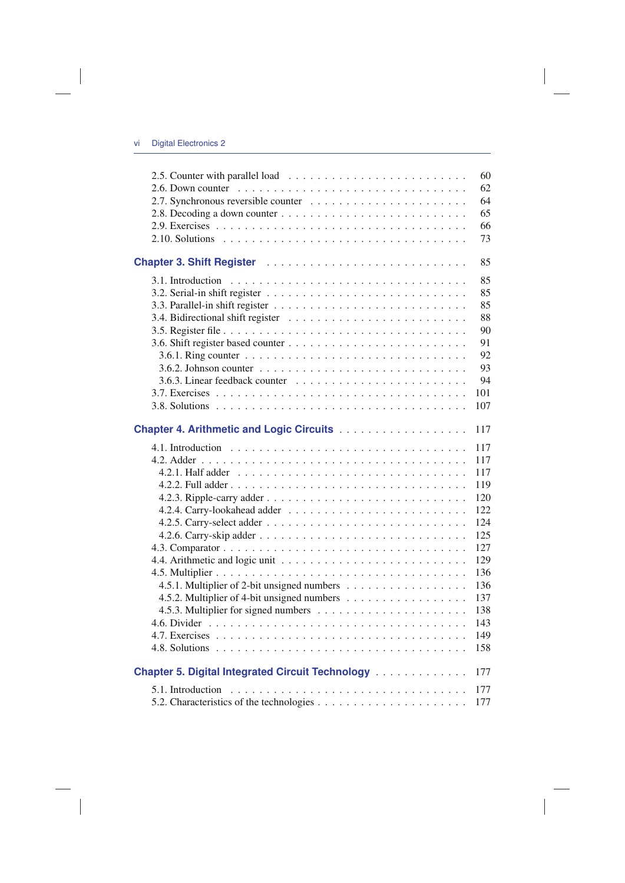2.5. Counter with parallel load . . . . . . . . . . . . . . . . . . . . . . . . 60
2.6. Down counter . . . . . . . . . . . . . . . . . . . . . . . . . . . . . . 62
2.7. Synchronous reversible counter . . . . . . . . . . . . . . . . . . . . . 64
2.8. Decoding a down counter . . . . . . . . . . . . . . . . . . . . . . . . 65
2.9. Exercises . . . . . . . . . . . . . . . . . . . . . . . . . . . . . . . . 66
2.10. Solutions . . . . . . . . . . . . . . . . . . . . . . . . . . . . . . . 73

**Chapter 3. Shift Register** . . . . . . . . . . . . . . . . . . . . . . . . . 85

3.1. Introduction . . . . . . . . . . . . . . . . . . . . . . . . . . . . . . 85
3.2. Serial-in shift register . . . . . . . . . . . . . . . . . . . . . . . . . 85
3.3. Parallel-in shift register . . . . . . . . . . . . . . . . . . . . . . . . 85
3.4. Bidirectional shift register . . . . . . . . . . . . . . . . . . . . . . . 88
3.5. Register file . . . . . . . . . . . . . . . . . . . . . . . . . . . . . . 90
3.6. Shift register based counter . . . . . . . . . . . . . . . . . . . . . . 91
  3.6.1. Ring counter . . . . . . . . . . . . . . . . . . . . . . . . . . . . 92
  3.6.2. Johnson counter . . . . . . . . . . . . . . . . . . . . . . . . . . 93
  3.6.3. Linear feedback counter . . . . . . . . . . . . . . . . . . . . . . 94
3.7. Exercises . . . . . . . . . . . . . . . . . . . . . . . . . . . . . . . . 101
3.8. Solutions . . . . . . . . . . . . . . . . . . . . . . . . . . . . . . . . 107

**Chapter 4. Arithmetic and Logic Circuits** . . . . . . . . . . . . . . . . . 117

4.1. Introduction . . . . . . . . . . . . . . . . . . . . . . . . . . . . . . 117
4.2. Adder . . . . . . . . . . . . . . . . . . . . . . . . . . . . . . . . . . 117
  4.2.1. Half adder . . . . . . . . . . . . . . . . . . . . . . . . . . . . . 117
  4.2.2. Full adder . . . . . . . . . . . . . . . . . . . . . . . . . . . . . 119
  4.2.3. Ripple-carry adder . . . . . . . . . . . . . . . . . . . . . . . . . 120
  4.2.4. Carry-lookahead adder . . . . . . . . . . . . . . . . . . . . . . . 122
  4.2.5. Carry-select adder . . . . . . . . . . . . . . . . . . . . . . . . . 124
  4.2.6. Carry-skip adder . . . . . . . . . . . . . . . . . . . . . . . . . . 125
4.3. Comparator . . . . . . . . . . . . . . . . . . . . . . . . . . . . . . . 127
4.4. Arithmetic and logic unit . . . . . . . . . . . . . . . . . . . . . . . . 129
4.5. Multiplier . . . . . . . . . . . . . . . . . . . . . . . . . . . . . . . . 136
  4.5.1. Multiplier of 2-bit unsigned numbers . . . . . . . . . . . . . . . . 136
  4.5.2. Multiplier of 4-bit unsigned numbers . . . . . . . . . . . . . . . . 137
  4.5.3. Multiplier for signed numbers . . . . . . . . . . . . . . . . . . . . 138
4.6. Divider . . . . . . . . . . . . . . . . . . . . . . . . . . . . . . . . . 143
4.7. Exercises . . . . . . . . . . . . . . . . . . . . . . . . . . . . . . . . 149
4.8. Solutions . . . . . . . . . . . . . . . . . . . . . . . . . . . . . . . . 158

**Chapter 5. Digital Integrated Circuit Technology** . . . . . . . . . . . . . 177

5.1. Introduction . . . . . . . . . . . . . . . . . . . . . . . . . . . . . . 177
5.2. Characteristics of the technologies . . . . . . . . . . . . . . . . . . . 177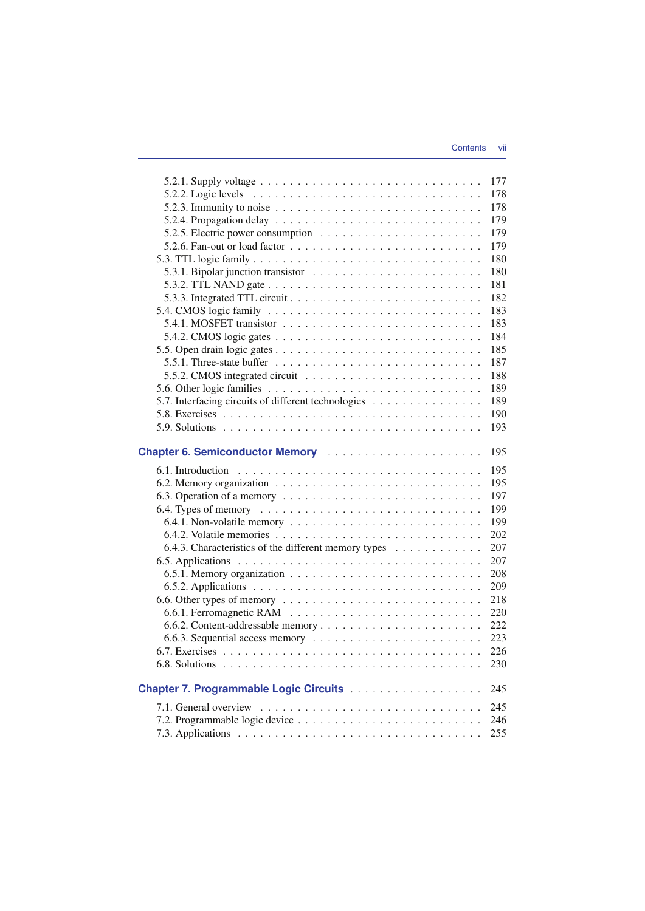5.2.1. Supply voltage . . . . . . . . . . . . . . . . . . . . . . . . . . . . 177
5.2.2. Logic levels . . . . . . . . . . . . . . . . . . . . . . . . . . . . 178
5.2.3. Immunity to noise . . . . . . . . . . . . . . . . . . . . . . . . . . 178
5.2.4. Propagation delay . . . . . . . . . . . . . . . . . . . . . . . . . . 179
5.2.5. Electric power consumption . . . . . . . . . . . . . . . . . . . . . 179
5.2.6. Fan-out or load factor . . . . . . . . . . . . . . . . . . . . . . . . 179
5.3. TTL logic family . . . . . . . . . . . . . . . . . . . . . . . . . . . . 180
5.3.1. Bipolar junction transistor . . . . . . . . . . . . . . . . . . . . . 180
5.3.2. TTL NAND gate . . . . . . . . . . . . . . . . . . . . . . . . . . . 181
5.3.3. Integrated TTL circuit . . . . . . . . . . . . . . . . . . . . . . . . 182
5.4. CMOS logic family . . . . . . . . . . . . . . . . . . . . . . . . . . . 183
5.4.1. MOSFET transistor . . . . . . . . . . . . . . . . . . . . . . . . . 183
5.4.2. CMOS logic gates . . . . . . . . . . . . . . . . . . . . . . . . . . 184
5.5. Open drain logic gates . . . . . . . . . . . . . . . . . . . . . . . . . 185
5.5.1. Three-state buffer . . . . . . . . . . . . . . . . . . . . . . . . . . 187
5.5.2. CMOS integrated circuit . . . . . . . . . . . . . . . . . . . . . . . 188
5.6. Other logic families . . . . . . . . . . . . . . . . . . . . . . . . . . . 189
5.7. Interfacing circuits of different technologies . . . . . . . . . . . . . . 189
5.8. Exercises . . . . . . . . . . . . . . . . . . . . . . . . . . . . . . . . 190
5.9. Solutions . . . . . . . . . . . . . . . . . . . . . . . . . . . . . . . . 193

## Chapter 6. Semiconductor Memory . . . . . . . . . . . . . . . . . . . . 195

6.1. Introduction . . . . . . . . . . . . . . . . . . . . . . . . . . . . . . . 195
6.2. Memory organization . . . . . . . . . . . . . . . . . . . . . . . . . . 195
6.3. Operation of a memory . . . . . . . . . . . . . . . . . . . . . . . . . 197
6.4. Types of memory . . . . . . . . . . . . . . . . . . . . . . . . . . . . 199
6.4.1. Non-volatile memory . . . . . . . . . . . . . . . . . . . . . . . . 199
6.4.2. Volatile memories . . . . . . . . . . . . . . . . . . . . . . . . . . 202
6.4.3. Characteristics of the different memory types . . . . . . . . . . . 207
6.5. Applications . . . . . . . . . . . . . . . . . . . . . . . . . . . . . . . 207
6.5.1. Memory organization . . . . . . . . . . . . . . . . . . . . . . . . 208
6.5.2. Applications . . . . . . . . . . . . . . . . . . . . . . . . . . . . . 209
6.6. Other types of memory . . . . . . . . . . . . . . . . . . . . . . . . . 218
6.6.1. Ferromagnetic RAM . . . . . . . . . . . . . . . . . . . . . . . . . 220
6.6.2. Content-addressable memory . . . . . . . . . . . . . . . . . . . . 222
6.6.3. Sequential access memory . . . . . . . . . . . . . . . . . . . . . . 223
6.7. Exercises . . . . . . . . . . . . . . . . . . . . . . . . . . . . . . . . 226
6.8. Solutions . . . . . . . . . . . . . . . . . . . . . . . . . . . . . . . . 230

## Chapter 7. Programmable Logic Circuits . . . . . . . . . . . . . . . . . 245

7.1. General overview . . . . . . . . . . . . . . . . . . . . . . . . . . . . 245
7.2. Programmable logic device . . . . . . . . . . . . . . . . . . . . . . . 246
7.3. Applications . . . . . . . . . . . . . . . . . . . . . . . . . . . . . . . 255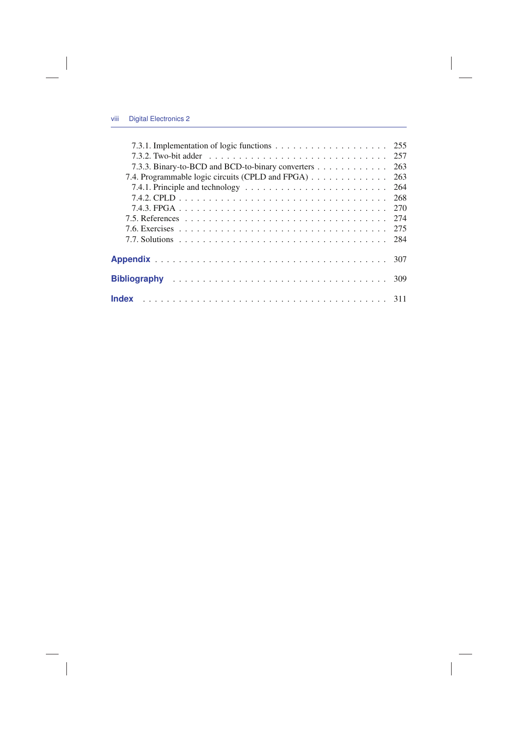7.3.1. Implementation of logic functions . . . . . . . . . . . . . . . . . . . . 255
7.3.2. Two-bit adder . . . . . . . . . . . . . . . . . . . . . . . . . . . . . . 257
7.3.3. Binary-to-BCD and BCD-to-binary converters . . . . . . . . . . . . 263
7.4. Programmable logic circuits (CPLD and FPGA) . . . . . . . . . . . . . 263
7.4.1. Principle and technology . . . . . . . . . . . . . . . . . . . . . . . . 264
7.4.2. CPLD . . . . . . . . . . . . . . . . . . . . . . . . . . . . . . . . . . 268
7.4.3. FPGA . . . . . . . . . . . . . . . . . . . . . . . . . . . . . . . . . . 270
7.5. References . . . . . . . . . . . . . . . . . . . . . . . . . . . . . . . . 274
7.6. Exercises . . . . . . . . . . . . . . . . . . . . . . . . . . . . . . . . . 275
7.7. Solutions . . . . . . . . . . . . . . . . . . . . . . . . . . . . . . . . . 284

**Appendix** . . . . . . . . . . . . . . . . . . . . . . . . . . . . . . . . . . . 307

**Bibliography** . . . . . . . . . . . . . . . . . . . . . . . . . . . . . . . . . 309

**Index** . . . . . . . . . . . . . . . . . . . . . . . . . . . . . . . . . . . . . 311